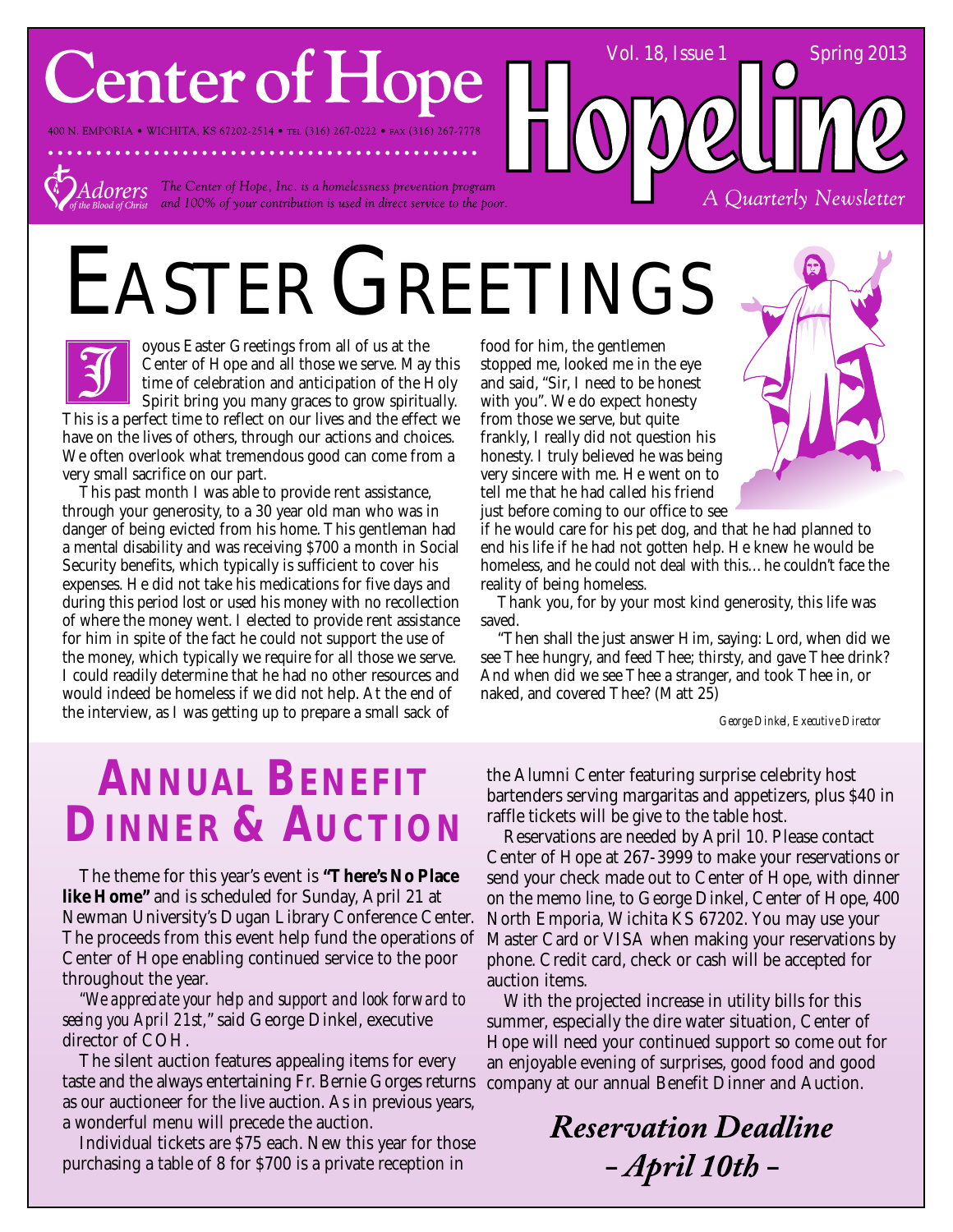# Center of Hope

400 N. EMPORIA • WICHITA, KS 67202-2514 • TEL (316) 267-0222 • FAX (316) 267-7778

Adorers of the Blood of Christ

*The Center of Hope, Inc. is a homelessness prevention program and 100% of your contribution is used in direct service to the poor.*

# Hopeline

Vol. 18, Issue 1 Spring 2013

*A Quarterly Newsletter*

# EASTER GREETINGS

Joyous Easter Greetings from all of us at the Center of Hope and all those we serve. May this time of celebration and anticipation of the Holy Spirit bring you many graces to grow spiritually. This is a perfect time to reflect on our lives and the effect we have on the lives of others, through our actions and choices. We often overlook what tremendous good can come from a very small sacrifice on our part.

This past month I was able to provide rent assistance, through your generosity, to a 30 year old man who was in danger of being evicted from his home. This gentleman had a mental disability and was receiving $700 a month in Social Security benefits, which typically is sufficient to cover his expenses. He did not take his medications for five days and during this period lost or used his money with no recollection of where the money went. I elected to provide rent assistance for him in spite of the fact he could not support the use of the money, which typically we require for all those we serve. I could readily determine that he had no other resources and would indeed be homeless if we did not help. At the end of the interview, as I was getting up to prepare a small sack of food for him, the gentlemen stopped me, looked me in the eye and said, "Sir, I need to be honest with you". We do expect honesty from those we serve, but quite frankly, I really did not question his honesty. I truly believed he was being very sincere with me. He went on to tell me that he had called his friend just before coming to our office to see if he would care for his pet dog, and that he had planned to end his life if he had not gotten help. He knew he would be homeless, and he could not deal with this…he couldn't face the reality of being homeless.

Thank you, for by your most kind generosity, this life was saved.

"Then shall the just answer Him, saying: Lord, when did we see Thee hungry, and feed Thee; thirsty, and gave Thee drink? And when did we see Thee a stranger, and took Thee in, or naked, and covered Thee? (Matt 25)

*George Dinkel, Executive Director*

## ANNUAL BENEFIT DINNER & AUCTION

The theme for this year's event is **"There's No Place like Home"** and is scheduled for Sunday, April 21 at Newman University's Dugan Library Conference Center. The proceeds from this event help fund the operations of Center of Hope enabling continued service to the poor throughout the year.

*"We appreciate your help and support and look forward to seeing you April 21st,"* said George Dinkel, executive director of COH.

The silent auction features appealing items for every taste and the always entertaining Fr. Bernie Gorges returns as our auctioneer for the live auction. As in previous years, a wonderful menu will precede the auction.

Individual tickets are $75 each. New this year for those purchasing a table of 8 for $700 is a private reception in the Alumni Center featuring surprise celebrity host bartenders serving margaritas and appetizers, plus $40 in raffle tickets will be give to the table host.

Reservations are needed by April 10. Please contact Center of Hope at 267-3999 to make your reservations or send your check made out to Center of Hope, with dinner on the memo line, to George Dinkel, Center of Hope, 400 North Emporia, Wichita KS 67202. You may use your Master Card or VISA when making your reservations by phone. Credit card, check or cash will be accepted for auction items.

With the projected increase in utility bills for this summer, especially the dire water situation, Center of Hope will need your continued support so come out for an enjoyable evening of surprises, good food and good company at our annual Benefit Dinner and Auction.

***Reservation Deadline – April 10th –***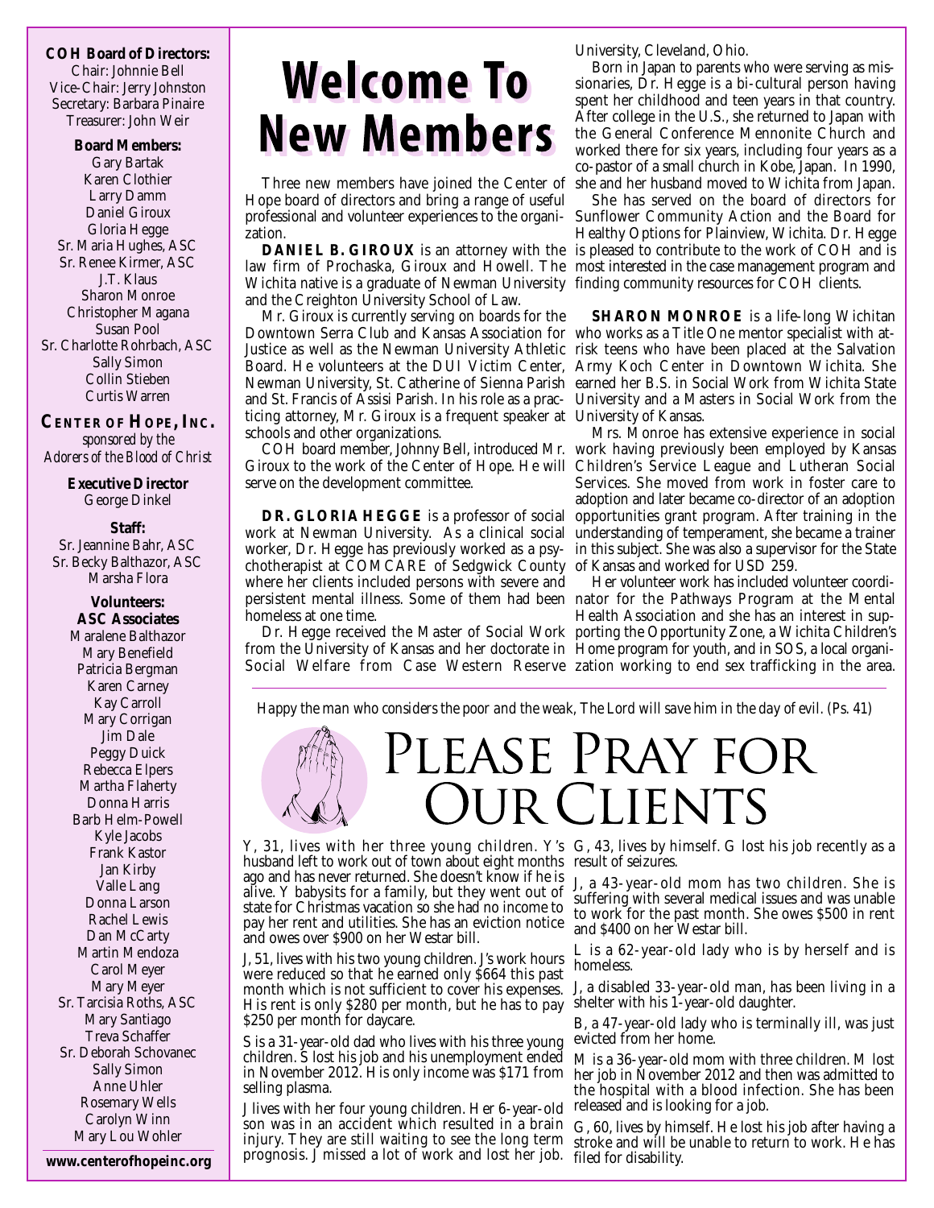**COH Board of Directors:**
Chair: Johnnie Bell
Vice-Chair: Jerry Johnston
Secretary: Barbara Pinaire
Treasurer: John Weir

**Board Members:**
Gary Bartak
Karen Clothier
Larry Damm
Daniel Giroux
Gloria Hegge
Sr. Maria Hughes, ASC
Sr. Renee Kirmer, ASC
J.T. Klaus
Sharon Monroe
Christopher Magana
Susan Pool
Sr. Charlotte Rohrbach, ASC
Sally Simon
Collin Stieben
Curtis Warren

**CENTER OF HOPE, INC.**
*sponsored by the Adorers of the Blood of Christ*

**Executive Director**
George Dinkel

**Staff:**
Sr. Jeannine Bahr, ASC
Sr. Becky Balthazor, ASC
Marsha Flora

**Volunteers:**
**ASC Associates**
Maralene Balthazor
Mary Benefield
Patricia Bergman
Karen Carney
Kay Carroll
Mary Corrigan
Jim Dale
Peggy Duick
Rebecca Elpers
Martha Flaherty
Donna Harris
Barb Helm-Powell
Kyle Jacobs
Frank Kastor
Jan Kirby
Valle Lang
Donna Larson
Rachel Lewis
Dan McCarty
Martin Mendoza
Carol Meyer
Mary Meyer
Sr. Tarcisia Roths, ASC
Mary Santiago
Treva Schaffer
Sr. Deborah Schovanec
Sally Simon
Anne Uhler
Rosemary Wells
Carolyn Winn
Mary Lou Wohler

**www.centerofhopeinc.org**

# Welcome To New Members

Three new members have joined the Center of Hope board of directors and bring a range of useful professional and volunteer experiences to the organization.

**DANIEL B. GIROUX** is an attorney with the law firm of Prochaska, Giroux and Howell. The Wichita native is a graduate of Newman University and the Creighton University School of Law.

Mr. Giroux is currently serving on boards for the Downtown Serra Club and Kansas Association for Justice as well as the Newman University Athletic Board. He volunteers at the DUI Victim Center, Newman University, St. Catherine of Sienna Parish and St. Francis of Assisi Parish. In his role as a practicing attorney, Mr. Giroux is a frequent speaker at schools and other organizations.

COH board member, Johnny Bell, introduced Mr. Giroux to the work of the Center of Hope. He will serve on the development committee.

**DR. GLORIA HEGGE** is a professor of social work at Newman University. As a clinical social worker, Dr. Hegge has previously worked as a psychotherapist at COMCARE of Sedgwick County where her clients included persons with severe and persistent mental illness. Some of them had been homeless at one time.

Dr. Hegge received the Master of Social Work from the University of Kansas and her doctorate in Social Welfare from Case Western Reserve University, Cleveland, Ohio.

Born in Japan to parents who were serving as missionaries, Dr. Hegge is a bi-cultural person having spent her childhood and teen years in that country. After college in the U.S., she returned to Japan with the General Conference Mennonite Church and worked there for six years, including four years as a co-pastor of a small church in Kobe, Japan. In 1990, she and her husband moved to Wichita from Japan.

She has served on the board of directors for Sunflower Community Action and the Board for Healthy Options for Plainview, Wichita. Dr. Hegge is pleased to contribute to the work of COH and is most interested in the case management program and finding community resources for COH clients.

**SHARON MONROE** is a life-long Wichitan who works as a Title One mentor specialist with at-risk teens who have been placed at the Salvation Army Koch Center in Downtown Wichita. She earned her B.S. in Social Work from Wichita State University and a Masters in Social Work from the University of Kansas.

Mrs. Monroe has extensive experience in social work having previously been employed by Kansas Children's Service League and Lutheran Social Services. She moved from work in foster care to adoption and later became co-director of an adoption opportunities grant program. After training in the understanding of temperament, she became a trainer in this subject. She was also a supervisor for the State of Kansas and worked for USD 259.

Her volunteer work has included volunteer coordinator for the Pathways Program at the Mental Health Association and she has an interest in supporting the Opportunity Zone, a Wichita Children's Home program for youth, and in SOS, a local organization working to end sex trafficking in the area.

*Happy the man who considers the poor and the weak, The Lord will save him in the day of evil. (Ps. 41)*

# Please Pray for Our Clients

Y, 31, lives with her three young children. Y's husband left to work out of town about eight months ago and has never returned. She doesn't know if he is alive. Y babysits for a family, but they went out of state for Christmas vacation so she had no income to pay her rent and utilities. She has an eviction notice and owes over $900 on her Westar bill.

J, 51, lives with his two young children. J's work hours were reduced so that he earned only $664 this past month which is not sufficient to cover his expenses. His rent is only $280 per month, but he has to pay $250 per month for daycare.

S is a 31-year-old dad who lives with his three young children. S lost his job and his unemployment ended in November 2012. His only income was $171 from selling plasma.

J lives with her four young children. Her 6-year-old son was in an accident which resulted in a brain injury. They are still waiting to see the long term prognosis. J missed a lot of work and lost her job.

G, 43, lives by himself. G lost his job recently as a result of seizures.

J, a 43-year-old mom has two children. She is suffering with several medical issues and was unable to work for the past month. She owes $500 in rent and $400 on her Westar bill.

L is a 62-year-old lady who is by herself and is homeless.

J, a disabled 33-year-old man, has been living in a shelter with his 1-year-old daughter.

B, a 47-year-old lady who is terminally ill, was just evicted from her home.

M is a 36-year-old mom with three children. M lost her job in November 2012 and then was admitted to the hospital with a blood infection. She has been released and is looking for a job.

G, 60, lives by himself. He lost his job after having a stroke and will be unable to return to work. He has filed for disability.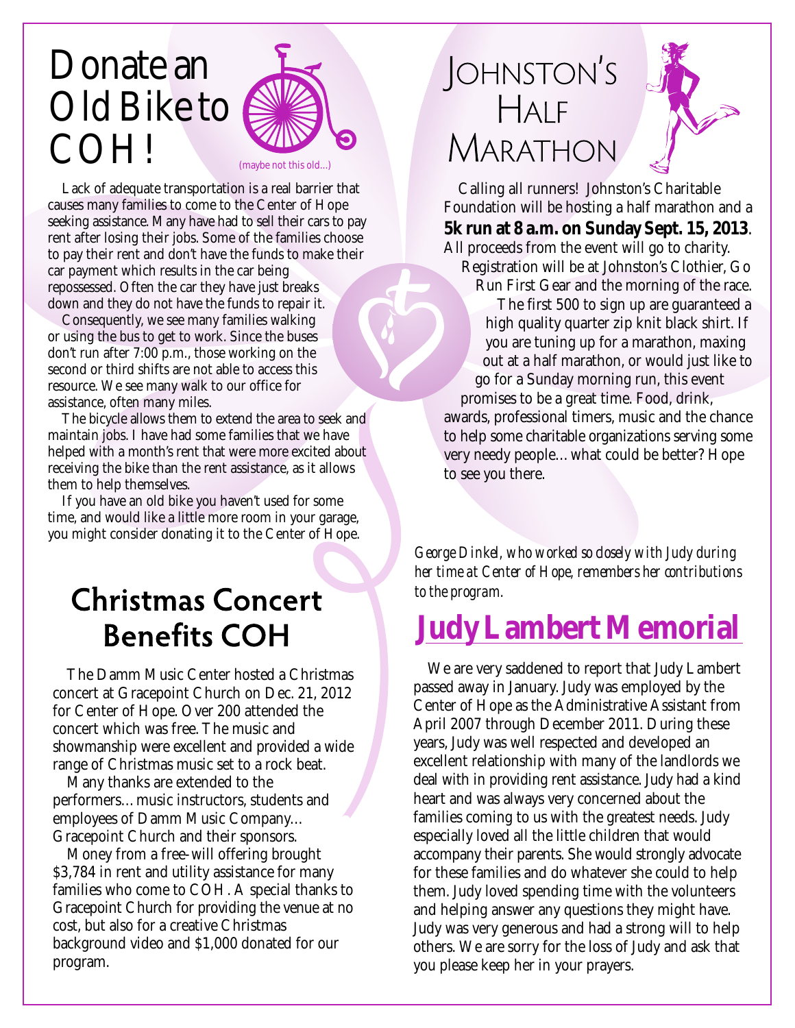# Donate an Old Bike to COH!

(maybe not this old…)

Lack of adequate transportation is a real barrier that causes many families to come to the Center of Hope seeking assistance. Many have had to sell their cars to pay rent after losing their jobs. Some of the families choose to pay their rent and don't have the funds to make their car payment which results in the car being repossessed. Often the car they have just breaks down and they do not have the funds to repair it.

Consequently, we see many families walking or using the bus to get to work. Since the buses don't run after 7:00 p.m., those working on the second or third shifts are not able to access this resource. We see many walk to our office for assistance, often many miles.

The bicycle allows them to extend the area to seek and maintain jobs. I have had some families that we have helped with a month's rent that were more excited about receiving the bike than the rent assistance, as it allows them to help themselves.

If you have an old bike you haven't used for some time, and would like a little more room in your garage, you might consider donating it to the Center of Hope.

# Christmas Concert Benefits COH

The Damm Music Center hosted a Christmas concert at Gracepoint Church on Dec. 21, 2012 for Center of Hope. Over 200 attended the concert which was free. The music and showmanship were excellent and provided a wide range of Christmas music set to a rock beat.

Many thanks are extended to the performers… music instructors, students and employees of Damm Music Company… Gracepoint Church and their sponsors.

Money from a free-will offering brought $3,784 in rent and utility assistance for many families who come to COH. A special thanks to Gracepoint Church for providing the venue at no cost, but also for a creative Christmas background video and $1,000 donated for our program.

# Johnston's Half Marathon

Calling all runners! Johnston's Charitable Foundation will be hosting a half marathon and a **5k run at 8 a.m. on Sunday Sept. 15, 2013**. All proceeds from the event will go to charity. Registration will be at Johnston's Clothier, Go Run First Gear and the morning of the race.

The first 500 to sign up are guaranteed a high quality quarter zip knit black shirt. If you are tuning up for a marathon, maxing out at a half marathon, or would just like to go for a Sunday morning run, this event promises to be a great time. Food, drink, awards, professional timers, music and the chance to help some charitable organizations serving some very needy people… what could be better? Hope to see you there.

*George Dinkel, who worked so closely with Judy during her time at Center of Hope, remembers her contributions to the program.*

# Judy Lambert Memorial

We are very saddened to report that Judy Lambert passed away in January. Judy was employed by the Center of Hope as the Administrative Assistant from April 2007 through December 2011. During these years, Judy was well respected and developed an excellent relationship with many of the landlords we deal with in providing rent assistance. Judy had a kind heart and was always very concerned about the families coming to us with the greatest needs. Judy especially loved all the little children that would accompany their parents. She would strongly advocate for these families and do whatever she could to help them. Judy loved spending time with the volunteers and helping answer any questions they might have. Judy was very generous and had a strong will to help others. We are sorry for the loss of Judy and ask that you please keep her in your prayers.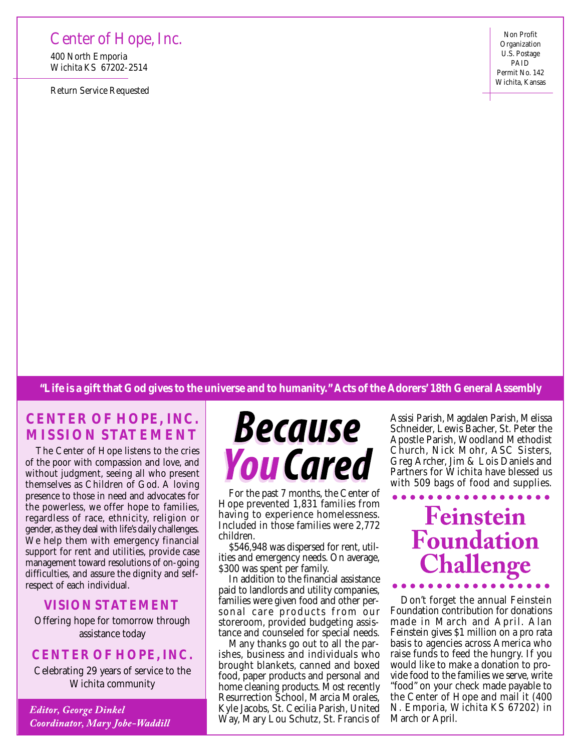Center of Hope, Inc.

400 North Emporia
Wichita KS 67202-2514

Return Service Requested

Non Profit
Organization
U.S. Postage
PAID
Permit No. 142
Wichita, Kansas

**"Life is a gift that God gives to the universe and to humanity." Acts of the Adorers' 18th General Assembly**

## CENTER OF HOPE, INC. MISSION STATEMENT

The Center of Hope listens to the cries of the poor with compassion and love, and without judgment, seeing all who present themselves as Children of God. A loving presence to those in need and advocates for the powerless, we offer hope to families, regardless of race, ethnicity, religion or gender, as they deal with life's daily challenges. We help them with emergency financial support for rent and utilities, provide case management toward resolutions of on-going difficulties, and assure the dignity and self-respect of each individual.

## VISION STATEMENT

Offering hope for tomorrow through assistance today

## CENTER OF HOPE, INC.

Celebrating 29 years of service to the Wichita community

*Editor, George Dinkel*
*Coordinator, Mary Jobe-Waddill*

# Because You Cared

For the past 7 months, the Center of Hope prevented 1,831 families from having to experience homelessness. Included in those families were 2,772 children.

$546,948 was dispersed for rent, utilities and emergency needs. On average, $300 was spent per family.

In addition to the financial assistance paid to landlords and utility companies, families were given food and other personal care products from our storeroom, provided budgeting assistance and counseled for special needs.

Many thanks go out to all the parishes, business and individuals who brought blankets, canned and boxed food, paper products and personal and home cleaning products. Most recently Resurrection School, Marcia Morales, Kyle Jacobs, St. Cecilia Parish, United Way, Mary Lou Schutz, St. Francis of Assisi Parish, Magdalen Parish, Melissa Schneider, Lewis Bacher, St. Peter the Apostle Parish, Woodland Methodist Church, Nick Mohr, ASC Sisters, Greg Archer, Jim & Lois Daniels and Partners for Wichita have blessed us with 509 bags of food and supplies.

# Feinstein Foundation Challenge

Don't forget the annual Feinstein Foundation contribution for donations made in March and April. Alan Feinstein gives $1 million on a pro rata basis to agencies across America who raise funds to feed the hungry. If you would like to make a donation to provide food to the families we serve, write "food" on your check made payable to the Center of Hope and mail it (400 N. Emporia, Wichita KS 67202) in March or April.